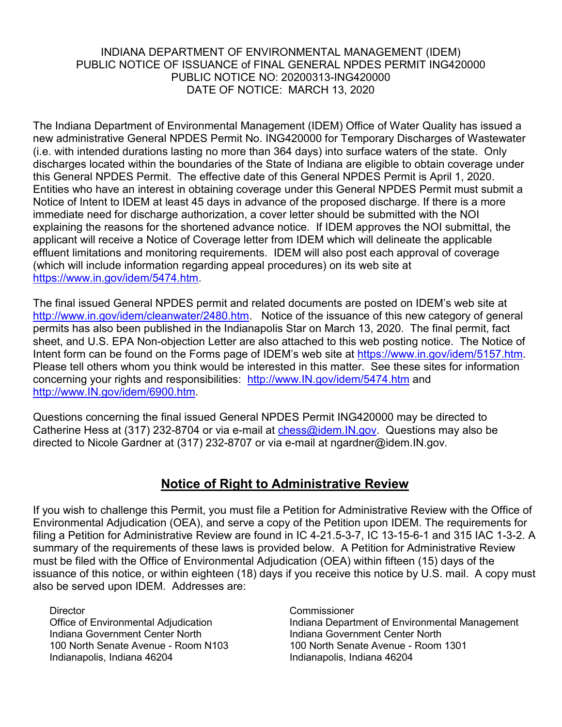INDIANA DEPARTMENT OF ENVIRONMENTAL MANAGEMENT (IDEM)
PUBLIC NOTICE OF ISSUANCE of FINAL GENERAL NPDES PERMIT ING420000
PUBLIC NOTICE NO: 20200313-ING420000
DATE OF NOTICE: MARCH 13, 2020

The Indiana Department of Environmental Management (IDEM) Office of Water Quality has issued a new administrative General NPDES Permit No. ING420000 for Temporary Discharges of Wastewater (i.e. with intended durations lasting no more than 364 days) into surface waters of the state. Only discharges located within the boundaries of the State of Indiana are eligible to obtain coverage under this General NPDES Permit. The effective date of this General NPDES Permit is April 1, 2020. Entities who have an interest in obtaining coverage under this General NPDES Permit must submit a Notice of Intent to IDEM at least 45 days in advance of the proposed discharge. If there is a more immediate need for discharge authorization, a cover letter should be submitted with the NOI explaining the reasons for the shortened advance notice. If IDEM approves the NOI submittal, the applicant will receive a Notice of Coverage letter from IDEM which will delineate the applicable effluent limitations and monitoring requirements. IDEM will also post each approval of coverage (which will include information regarding appeal procedures) on its web site at https://www.in.gov/idem/5474.htm.

The final issued General NPDES permit and related documents are posted on IDEM's web site at http://www.in.gov/idem/cleanwater/2480.htm. Notice of the issuance of this new category of general permits has also been published in the Indianapolis Star on March 13, 2020. The final permit, fact sheet, and U.S. EPA Non-objection Letter are also attached to this web posting notice. The Notice of Intent form can be found on the Forms page of IDEM's web site at https://www.in.gov/idem/5157.htm. Please tell others whom you think would be interested in this matter. See these sites for information concerning your rights and responsibilities: http://www.IN.gov/idem/5474.htm and http://www.IN.gov/idem/6900.htm.

Questions concerning the final issued General NPDES Permit ING420000 may be directed to Catherine Hess at (317) 232-8704 or via e-mail at chess@idem.IN.gov. Questions may also be directed to Nicole Gardner at (317) 232-8707 or via e-mail at ngardner@idem.IN.gov.

## Notice of Right to Administrative Review

If you wish to challenge this Permit, you must file a Petition for Administrative Review with the Office of Environmental Adjudication (OEA), and serve a copy of the Petition upon IDEM. The requirements for filing a Petition for Administrative Review are found in IC 4-21.5-3-7, IC 13-15-6-1 and 315 IAC 1-3-2. A summary of the requirements of these laws is provided below. A Petition for Administrative Review must be filed with the Office of Environmental Adjudication (OEA) within fifteen (15) days of the issuance of this notice, or within eighteen (18) days if you receive this notice by U.S. mail. A copy must also be served upon IDEM. Addresses are:

Director
Office of Environmental Adjudication
Indiana Government Center North
100 North Senate Avenue - Room N103
Indianapolis, Indiana 46204

Commissioner
Indiana Department of Environmental Management
Indiana Government Center North
100 North Senate Avenue - Room 1301
Indianapolis, Indiana 46204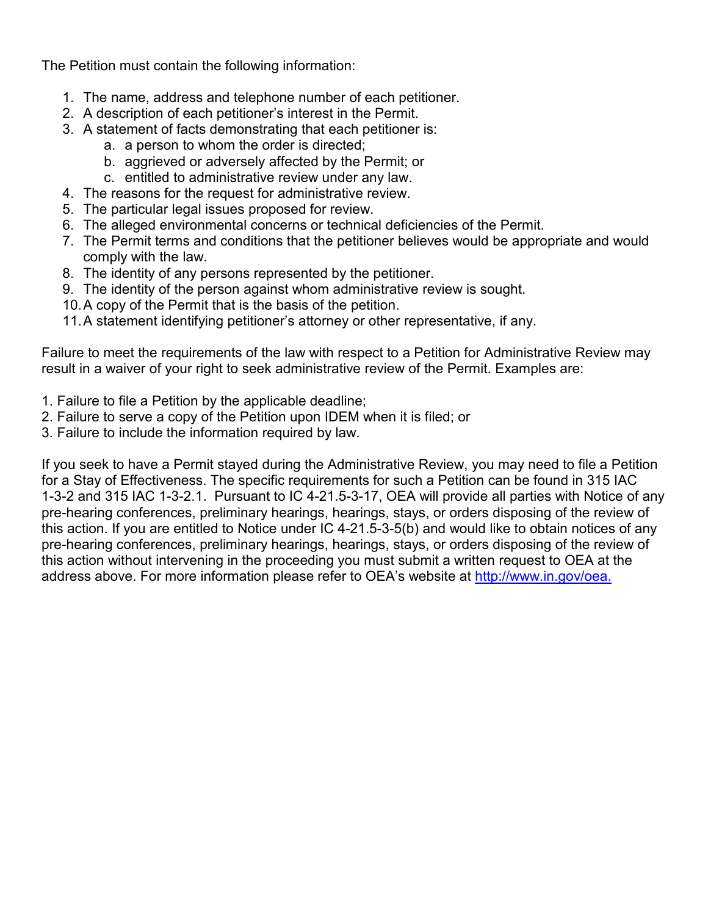The Petition must contain the following information:

1. The name, address and telephone number of each petitioner.
2. A description of each petitioner's interest in the Permit.
3. A statement of facts demonstrating that each petitioner is:
   a. a person to whom the order is directed;
   b. aggrieved or adversely affected by the Permit; or
   c. entitled to administrative review under any law.
4. The reasons for the request for administrative review.
5. The particular legal issues proposed for review.
6. The alleged environmental concerns or technical deficiencies of the Permit.
7. The Permit terms and conditions that the petitioner believes would be appropriate and would comply with the law.
8. The identity of any persons represented by the petitioner.
9. The identity of the person against whom administrative review is sought.
10. A copy of the Permit that is the basis of the petition.
11. A statement identifying petitioner's attorney or other representative, if any.

Failure to meet the requirements of the law with respect to a Petition for Administrative Review may result in a waiver of your right to seek administrative review of the Permit. Examples are:

1. Failure to file a Petition by the applicable deadline;
2. Failure to serve a copy of the Petition upon IDEM when it is filed; or
3. Failure to include the information required by law.

If you seek to have a Permit stayed during the Administrative Review, you may need to file a Petition for a Stay of Effectiveness. The specific requirements for such a Petition can be found in 315 IAC 1-3-2 and 315 IAC 1-3-2.1. Pursuant to IC 4-21.5-3-17, OEA will provide all parties with Notice of any pre-hearing conferences, preliminary hearings, hearings, stays, or orders disposing of the review of this action. If you are entitled to Notice under IC 4-21.5-3-5(b) and would like to obtain notices of any pre-hearing conferences, preliminary hearings, hearings, stays, or orders disposing of the review of this action without intervening in the proceeding you must submit a written request to OEA at the address above. For more information please refer to OEA's website at [http://www.in.gov/oea.](http://www.in.gov/oea)